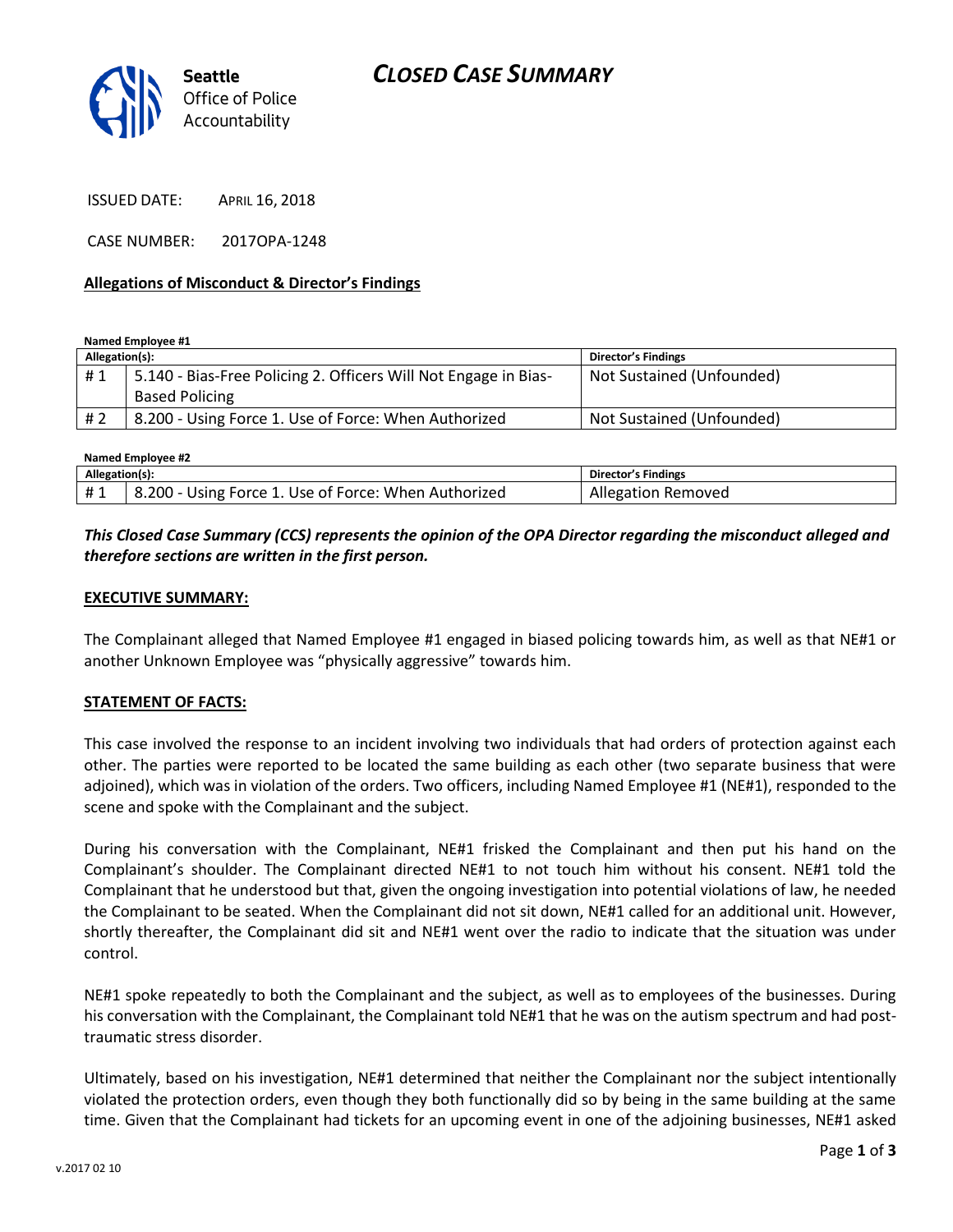Seattle Office of Police Accountability

# CLOSED CASE SUMMARY

ISSUED DATE: APRIL 16, 2018

CASE NUMBER: 2017OPA-1248

**Allegations of Misconduct & Director's Findings**

**Named Employee #1**

| Allegation(s): | | Director's Findings |
|---|---|---|
| # 1 | 5.140 - Bias-Free Policing 2. Officers Will Not Engage in Bias-Based Policing | Not Sustained (Unfounded) |
| # 2 | 8.200 - Using Force 1. Use of Force: When Authorized | Not Sustained (Unfounded) |

**Named Employee #2**

| Allegation(s): | | Director's Findings |
|---|---|---|
| # 1 | 8.200 - Using Force 1. Use of Force: When Authorized | Allegation Removed |

***This Closed Case Summary (CCS) represents the opinion of the OPA Director regarding the misconduct alleged and therefore sections are written in the first person.***

**EXECUTIVE SUMMARY:**

The Complainant alleged that Named Employee #1 engaged in biased policing towards him, as well as that NE#1 or another Unknown Employee was "physically aggressive" towards him.

**STATEMENT OF FACTS:**

This case involved the response to an incident involving two individuals that had orders of protection against each other. The parties were reported to be located the same building as each other (two separate business that were adjoined), which was in violation of the orders. Two officers, including Named Employee #1 (NE#1), responded to the scene and spoke with the Complainant and the subject.

During his conversation with the Complainant, NE#1 frisked the Complainant and then put his hand on the Complainant's shoulder. The Complainant directed NE#1 to not touch him without his consent. NE#1 told the Complainant that he understood but that, given the ongoing investigation into potential violations of law, he needed the Complainant to be seated. When the Complainant did not sit down, NE#1 called for an additional unit. However, shortly thereafter, the Complainant did sit and NE#1 went over the radio to indicate that the situation was under control.

NE#1 spoke repeatedly to both the Complainant and the subject, as well as to employees of the businesses. During his conversation with the Complainant, the Complainant told NE#1 that he was on the autism spectrum and had post-traumatic stress disorder.

Ultimately, based on his investigation, NE#1 determined that neither the Complainant nor the subject intentionally violated the protection orders, even though they both functionally did so by being in the same building at the same time. Given that the Complainant had tickets for an upcoming event in one of the adjoining businesses, NE#1 asked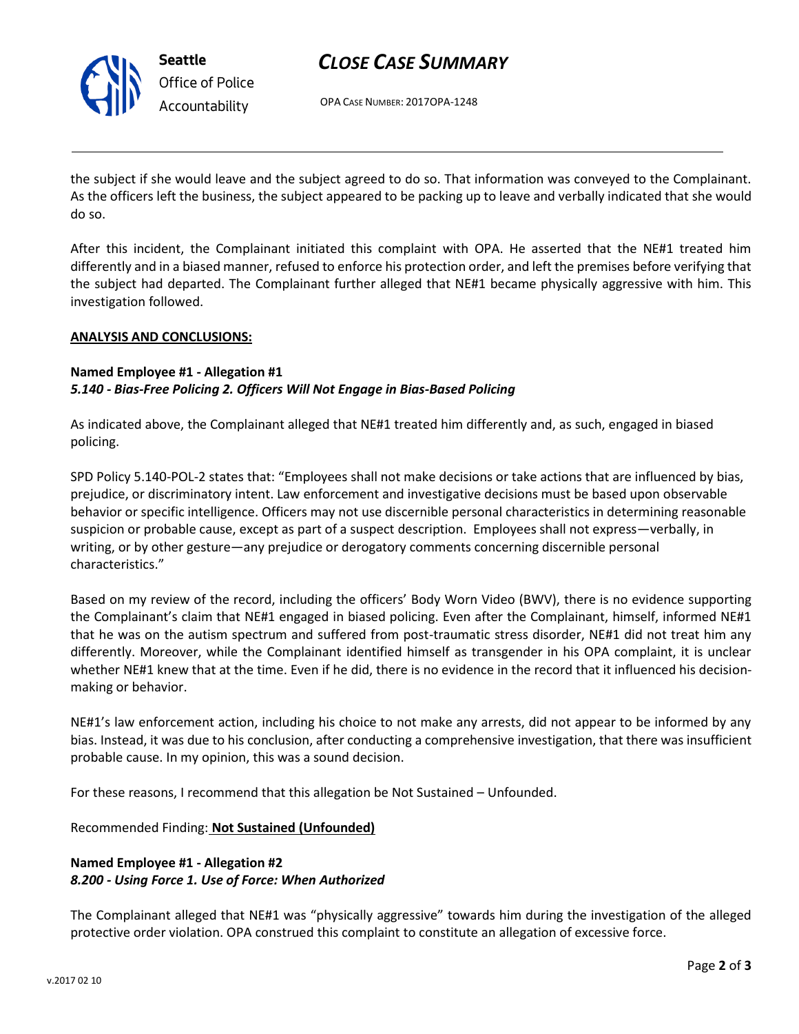the subject if she would leave and the subject agreed to do so. That information was conveyed to the Complainant. As the officers left the business, the subject appeared to be packing up to leave and verbally indicated that she would do so.

After this incident, the Complainant initiated this complaint with OPA. He asserted that the NE#1 treated him differently and in a biased manner, refused to enforce his protection order, and left the premises before verifying that the subject had departed. The Complainant further alleged that NE#1 became physically aggressive with him. This investigation followed.

**ANALYSIS AND CONCLUSIONS:**

**Named Employee #1 - Allegation #1**
***5.140 - Bias-Free Policing 2. Officers Will Not Engage in Bias-Based Policing***

As indicated above, the Complainant alleged that NE#1 treated him differently and, as such, engaged in biased policing.

SPD Policy 5.140-POL-2 states that: "Employees shall not make decisions or take actions that are influenced by bias, prejudice, or discriminatory intent. Law enforcement and investigative decisions must be based upon observable behavior or specific intelligence. Officers may not use discernible personal characteristics in determining reasonable suspicion or probable cause, except as part of a suspect description. Employees shall not express—verbally, in writing, or by other gesture—any prejudice or derogatory comments concerning discernible personal characteristics."

Based on my review of the record, including the officers' Body Worn Video (BWV), there is no evidence supporting the Complainant's claim that NE#1 engaged in biased policing. Even after the Complainant, himself, informed NE#1 that he was on the autism spectrum and suffered from post-traumatic stress disorder, NE#1 did not treat him any differently. Moreover, while the Complainant identified himself as transgender in his OPA complaint, it is unclear whether NE#1 knew that at the time. Even if he did, there is no evidence in the record that it influenced his decision-making or behavior.

NE#1's law enforcement action, including his choice to not make any arrests, did not appear to be informed by any bias. Instead, it was due to his conclusion, after conducting a comprehensive investigation, that there was insufficient probable cause. In my opinion, this was a sound decision.

For these reasons, I recommend that this allegation be Not Sustained – Unfounded.

Recommended Finding: **Not Sustained (Unfounded)**

**Named Employee #1 - Allegation #2**
***8.200 - Using Force 1. Use of Force: When Authorized***

The Complainant alleged that NE#1 was "physically aggressive" towards him during the investigation of the alleged protective order violation. OPA construed this complaint to constitute an allegation of excessive force.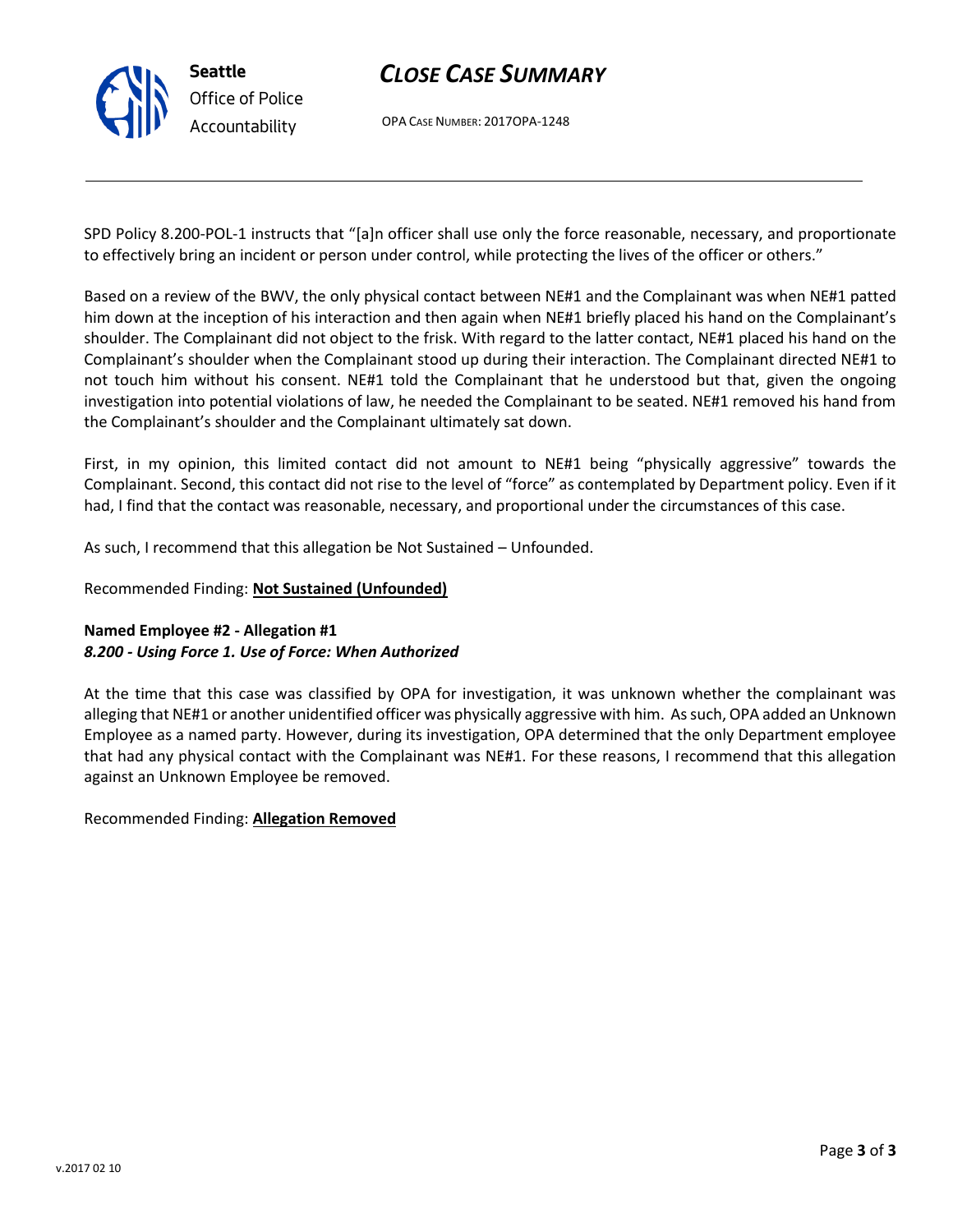SPD Policy 8.200-POL-1 instructs that "[a]n officer shall use only the force reasonable, necessary, and proportionate to effectively bring an incident or person under control, while protecting the lives of the officer or others."

Based on a review of the BWV, the only physical contact between NE#1 and the Complainant was when NE#1 patted him down at the inception of his interaction and then again when NE#1 briefly placed his hand on the Complainant's shoulder. The Complainant did not object to the frisk. With regard to the latter contact, NE#1 placed his hand on the Complainant's shoulder when the Complainant stood up during their interaction. The Complainant directed NE#1 to not touch him without his consent. NE#1 told the Complainant that he understood but that, given the ongoing investigation into potential violations of law, he needed the Complainant to be seated. NE#1 removed his hand from the Complainant's shoulder and the Complainant ultimately sat down.

First, in my opinion, this limited contact did not amount to NE#1 being "physically aggressive" towards the Complainant. Second, this contact did not rise to the level of "force" as contemplated by Department policy. Even if it had, I find that the contact was reasonable, necessary, and proportional under the circumstances of this case.

As such, I recommend that this allegation be Not Sustained – Unfounded.

Recommended Finding: **Not Sustained (Unfounded)**

**Named Employee #2 - Allegation #1**
***8.200 - Using Force 1. Use of Force: When Authorized***

At the time that this case was classified by OPA for investigation, it was unknown whether the complainant was alleging that NE#1 or another unidentified officer was physically aggressive with him. As such, OPA added an Unknown Employee as a named party. However, during its investigation, OPA determined that the only Department employee that had any physical contact with the Complainant was NE#1. For these reasons, I recommend that this allegation against an Unknown Employee be removed.

Recommended Finding: **Allegation Removed**